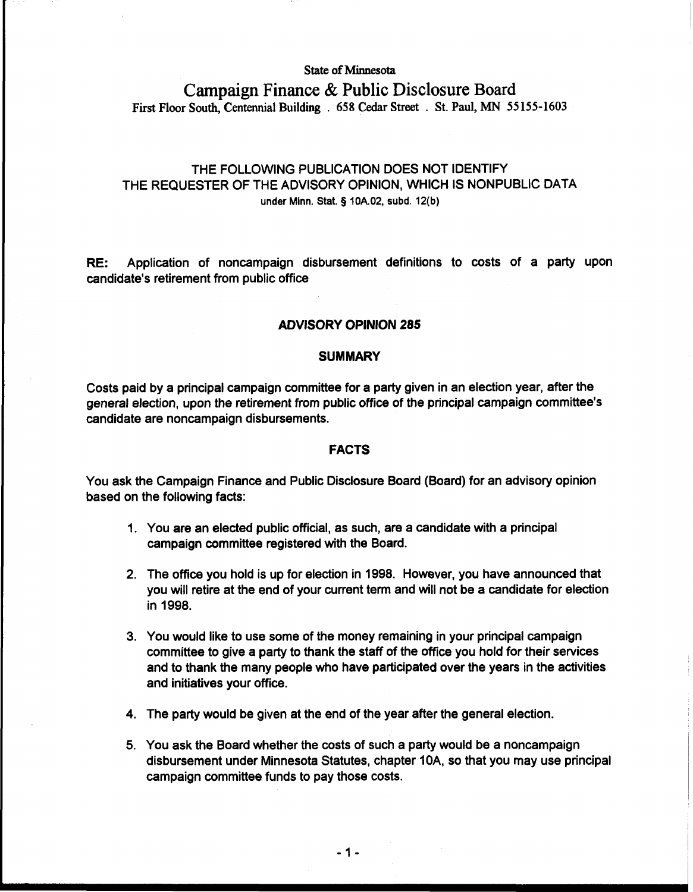State of Minnesota

# Campaign Finance & Public Disclosure Board

First Floor South, Centennial Building . 658 Cedar Street . St. Paul, MN 55155-1603

THE FOLLOWING PUBLICATION DOES NOT IDENTIFY
THE REQUESTER OF THE ADVISORY OPINION, WHICH IS NONPUBLIC DATA
under Minn. Stat. § 10A.02, subd. 12(b)

**RE:** Application of noncampaign disbursement definitions to costs of a party upon candidate's retirement from public office

## ADVISORY OPINION 285

### SUMMARY

Costs paid by a principal campaign committee for a party given in an election year, after the general election, upon the retirement from public office of the principal campaign committee's candidate are noncampaign disbursements.

### FACTS

You ask the Campaign Finance and Public Disclosure Board (Board) for an advisory opinion based on the following facts:

1. You are an elected public official, as such, are a candidate with a principal campaign committee registered with the Board.
2. The office you hold is up for election in 1998. However, you have announced that you will retire at the end of your current term and will not be a candidate for election in 1998.
3. You would like to use some of the money remaining in your principal campaign committee to give a party to thank the staff of the office you hold for their services and to thank the many people who have participated over the years in the activities and initiatives your office.
4. The party would be given at the end of the year after the general election.
5. You ask the Board whether the costs of such a party would be a noncampaign disbursement under Minnesota Statutes, chapter 10A, so that you may use principal campaign committee funds to pay those costs.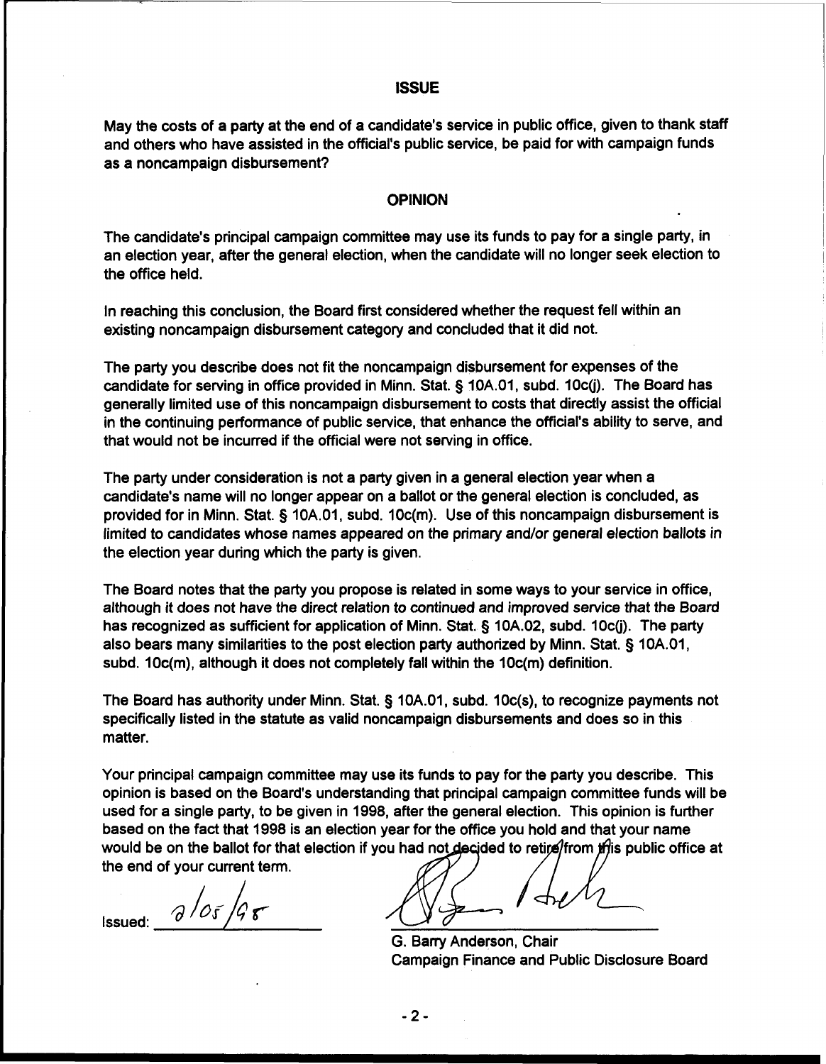## ISSUE

May the costs of a party at the end of a candidate's service in public office, given to thank staff and others who have assisted in the official's public service, be paid for with campaign funds as a noncampaign disbursement?

## OPINION

The candidate's principal campaign committee may use its funds to pay for a single party, in an election year, after the general election, when the candidate will no longer seek election to the office held.

In reaching this conclusion, the Board first considered whether the request fell within an existing noncampaign disbursement category and concluded that it did not.

The party you describe does not fit the noncampaign disbursement for expenses of the candidate for serving in office provided in Minn. Stat. § 10A.01, subd. 10c(j). The Board has generally limited use of this noncampaign disbursement to costs that directly assist the official in the continuing performance of public service, that enhance the official's ability to serve, and that would not be incurred if the official were not serving in office.

The party under consideration is not a party given in a general election year when a candidate's name will no longer appear on a ballot or the general election is concluded, as provided for in Minn. Stat. § 10A.01, subd. 10c(m). Use of this noncampaign disbursement is limited to candidates whose names appeared on the primary and/or general election ballots in the election year during which the party is given.

The Board notes that the party you propose is related in some ways to your service in office, although it does not have the direct relation to continued and improved service that the Board has recognized as sufficient for application of Minn. Stat. § 10A.02, subd. 10c(j). The party also bears many similarities to the post election party authorized by Minn. Stat. § 10A.01, subd. 10c(m), although it does not completely fall within the 10c(m) definition.

The Board has authority under Minn. Stat. § 10A.01, subd. 10c(s), to recognize payments not specifically listed in the statute as valid noncampaign disbursements and does so in this matter.

Your principal campaign committee may use its funds to pay for the party you describe. This opinion is based on the Board's understanding that principal campaign committee funds will be used for a single party, to be given in 1998, after the general election. This opinion is further based on the fact that 1998 is an election year for the office you hold and that your name would be on the ballot for that election if you had not decided to retire from this public office at the end of your current term.

Issued: 2/05/98

G. Barry Anderson, Chair
Campaign Finance and Public Disclosure Board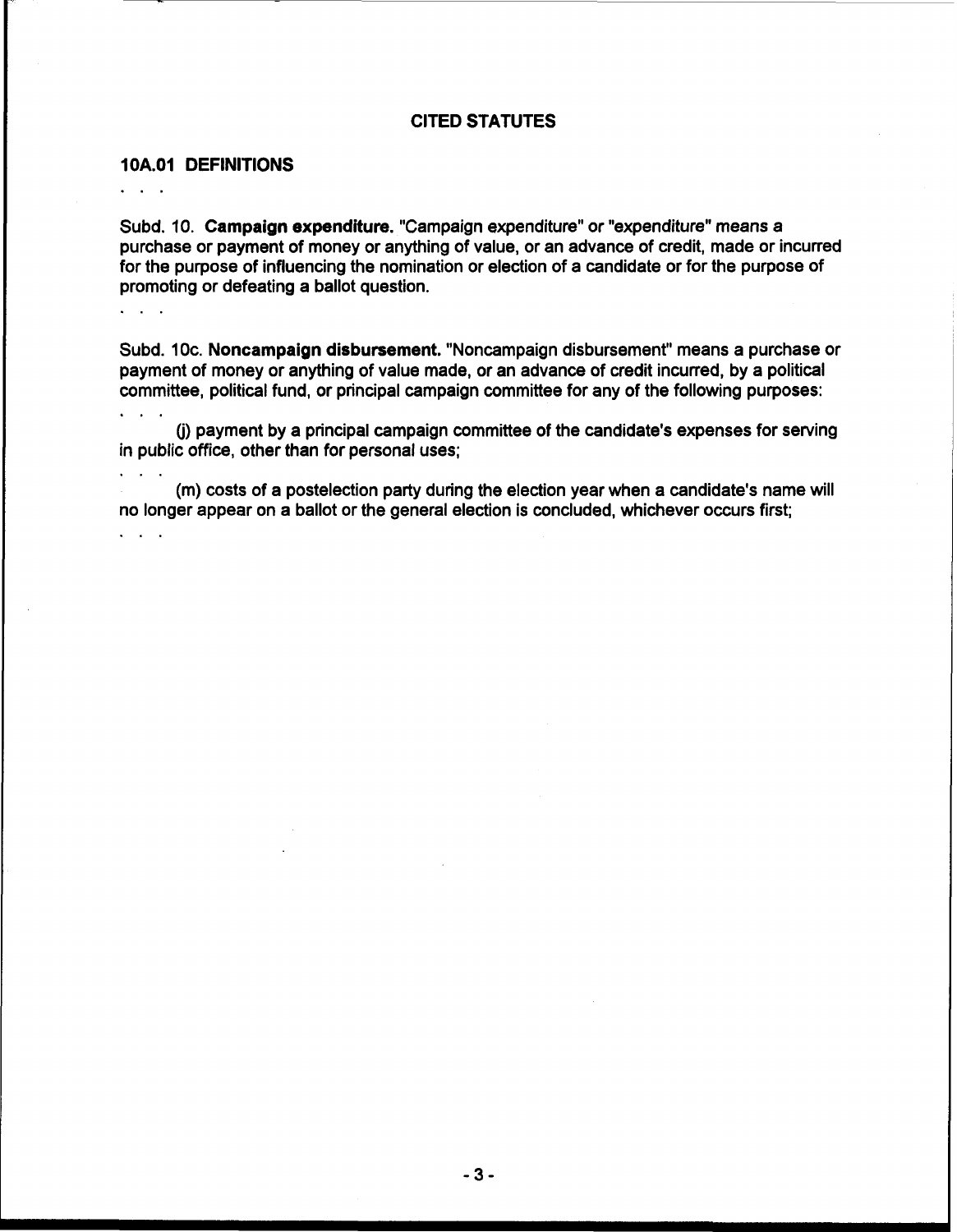## CITED STATUTES

### 10A.01 DEFINITIONS

. . .

Subd. 10. **Campaign expenditure.** "Campaign expenditure" or "expenditure" means a purchase or payment of money or anything of value, or an advance of credit, made or incurred for the purpose of influencing the nomination or election of a candidate or for the purpose of promoting or defeating a ballot question.

. . .

Subd. 10c. **Noncampaign disbursement.** "Noncampaign disbursement" means a purchase or payment of money or anything of value made, or an advance of credit incurred, by a political committee, political fund, or principal campaign committee for any of the following purposes:

. . .

(j) payment by a principal campaign committee of the candidate's expenses for serving in public office, other than for personal uses;

. . .

(m) costs of a postelection party during the election year when a candidate's name will no longer appear on a ballot or the general election is concluded, whichever occurs first;

. . .